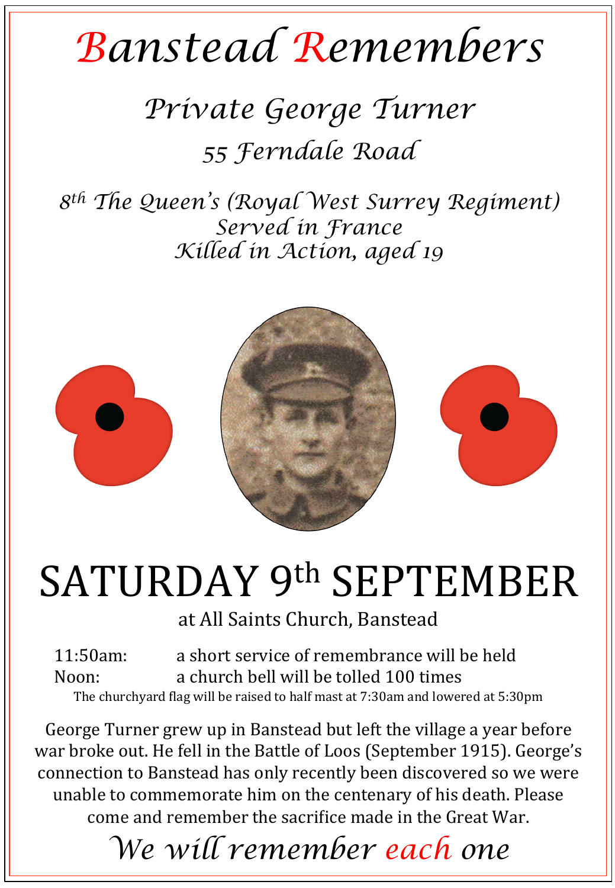# Banstead Remembers

## Private George Turner

### 55 Ferndale Road

*8th The Queen's (Royal West Surrey Regiment)*
*Served in France*
*Killed in Action, aged 19*

# SATURDAY 9th SEPTEMBER

at All Saints Church, Banstead

11:50am: a short service of remembrance will be held
Noon: a church bell will be tolled 100 times

The churchyard flag will be raised to half mast at 7:30am and lowered at 5:30pm

George Turner grew up in Banstead but left the village a year before war broke out. He fell in the Battle of Loos (September 1915). George's connection to Banstead has only recently been discovered so we were unable to commemorate him on the centenary of his death. Please come and remember the sacrifice made in the Great War.

*We will remember each one*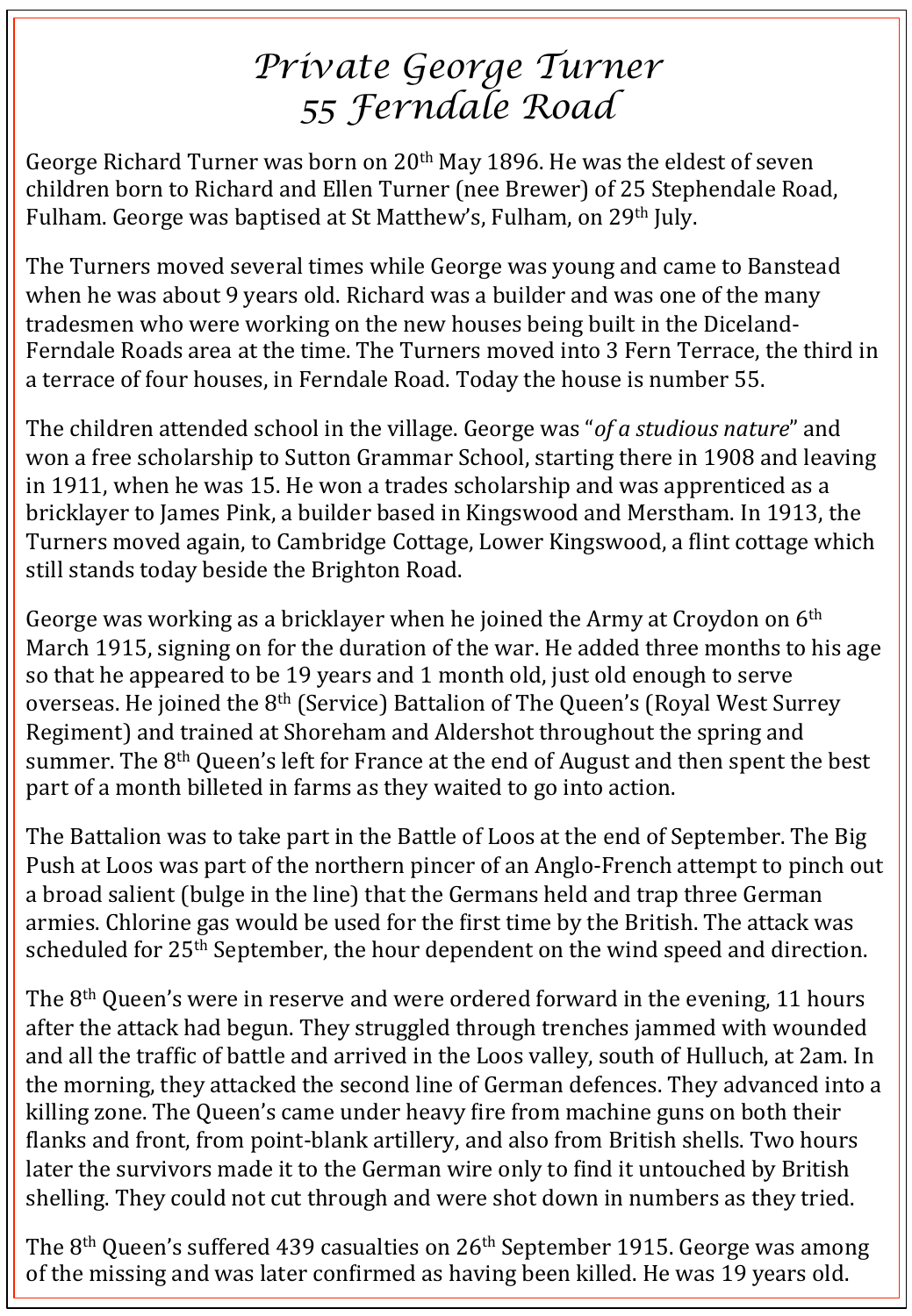# *Private George Turner*
# *55 Ferndale Road*

George Richard Turner was born on 20th May 1896. He was the eldest of seven children born to Richard and Ellen Turner (nee Brewer) of 25 Stephendale Road, Fulham. George was baptised at St Matthew's, Fulham, on 29th July.

The Turners moved several times while George was young and came to Banstead when he was about 9 years old. Richard was a builder and was one of the many tradesmen who were working on the new houses being built in the Diceland-Ferndale Roads area at the time. The Turners moved into 3 Fern Terrace, the third in a terrace of four houses, in Ferndale Road. Today the house is number 55.

The children attended school in the village. George was "*of a studious nature*" and won a free scholarship to Sutton Grammar School, starting there in 1908 and leaving in 1911, when he was 15. He won a trades scholarship and was apprenticed as a bricklayer to James Pink, a builder based in Kingswood and Merstham. In 1913, the Turners moved again, to Cambridge Cottage, Lower Kingswood, a flint cottage which still stands today beside the Brighton Road.

George was working as a bricklayer when he joined the Army at Croydon on 6th March 1915, signing on for the duration of the war. He added three months to his age so that he appeared to be 19 years and 1 month old, just old enough to serve overseas. He joined the 8th (Service) Battalion of The Queen's (Royal West Surrey Regiment) and trained at Shoreham and Aldershot throughout the spring and summer. The 8th Queen's left for France at the end of August and then spent the best part of a month billeted in farms as they waited to go into action.

The Battalion was to take part in the Battle of Loos at the end of September. The Big Push at Loos was part of the northern pincer of an Anglo-French attempt to pinch out a broad salient (bulge in the line) that the Germans held and trap three German armies. Chlorine gas would be used for the first time by the British. The attack was scheduled for 25th September, the hour dependent on the wind speed and direction.

The 8th Queen's were in reserve and were ordered forward in the evening, 11 hours after the attack had begun. They struggled through trenches jammed with wounded and all the traffic of battle and arrived in the Loos valley, south of Hulluch, at 2am. In the morning, they attacked the second line of German defences. They advanced into a killing zone. The Queen's came under heavy fire from machine guns on both their flanks and front, from point-blank artillery, and also from British shells. Two hours later the survivors made it to the German wire only to find it untouched by British shelling. They could not cut through and were shot down in numbers as they tried.

The 8th Queen's suffered 439 casualties on 26th September 1915. George was among of the missing and was later confirmed as having been killed. He was 19 years old.